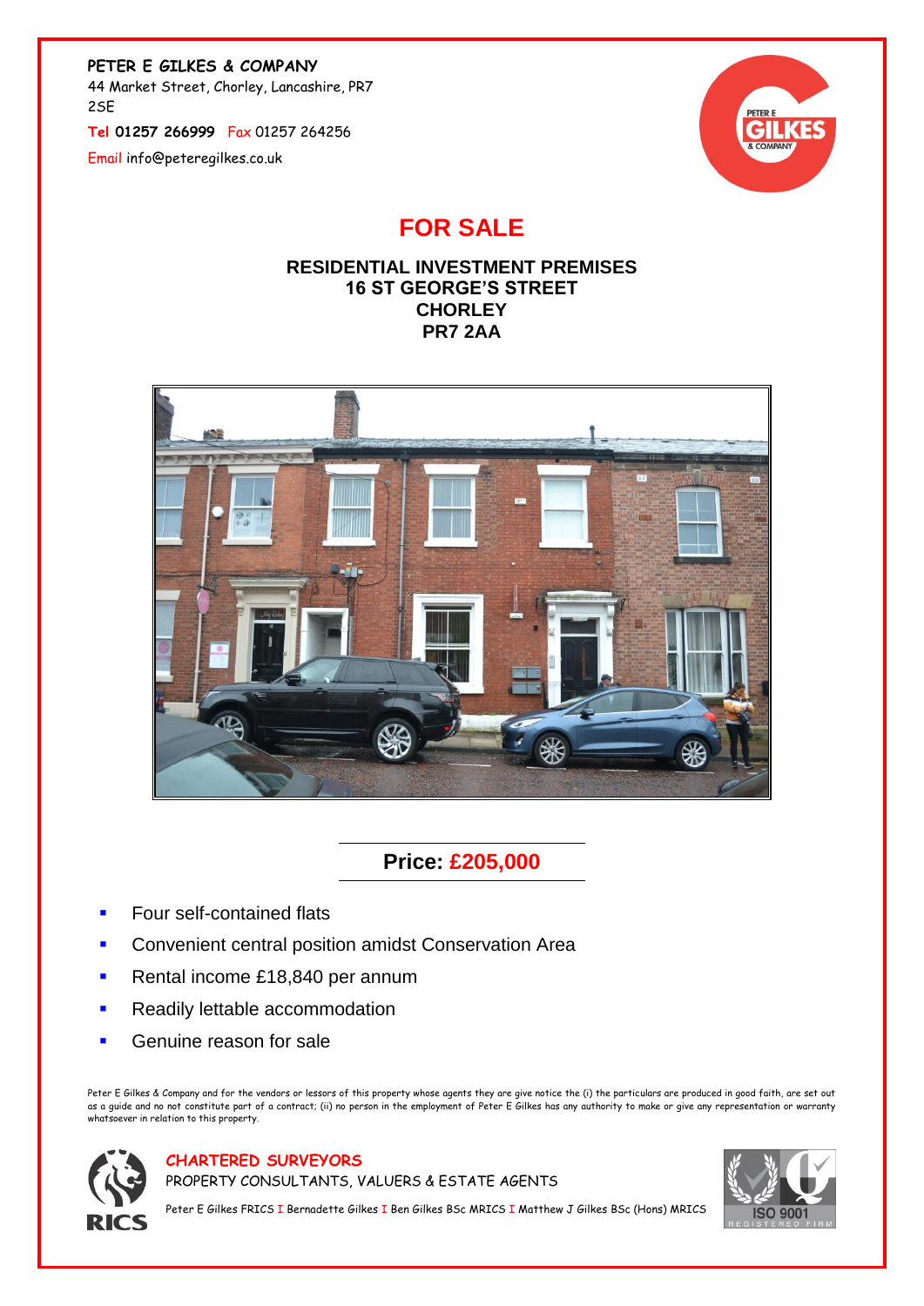**PETER E GILKES & COMPANY**
44 Market Street, Chorley, Lancashire, PR7 2SE

**Tel 01257 266999** Fax 01257 264256

Email info@peteregilkes.co.uk

# FOR SALE

## RESIDENTIAL INVESTMENT PREMISES
## 16 ST GEORGE'S STREET
## CHORLEY
## PR7 2AA

## Price: £205,000

- Four self-contained flats
- Convenient central position amidst Conservation Area
- Rental income £18,840 per annum
- Readily lettable accommodation
- Genuine reason for sale

Peter E Gilkes & Company and for the vendors or lessors of this property whose agents they are give notice the (i) the particulars are produced in good faith, are set out as a guide and no not constitute part of a contract; (ii) no person in the employment of Peter E Gilkes has any authority to make or give any representation or warranty whatsoever in relation to this property.

**CHARTERED SURVEYORS**
PROPERTY CONSULTANTS, VALUERS & ESTATE AGENTS

Peter E Gilkes FRICS I Bernadette Gilkes I Ben Gilkes BSc MRICS I Matthew J Gilkes BSc (Hons) MRICS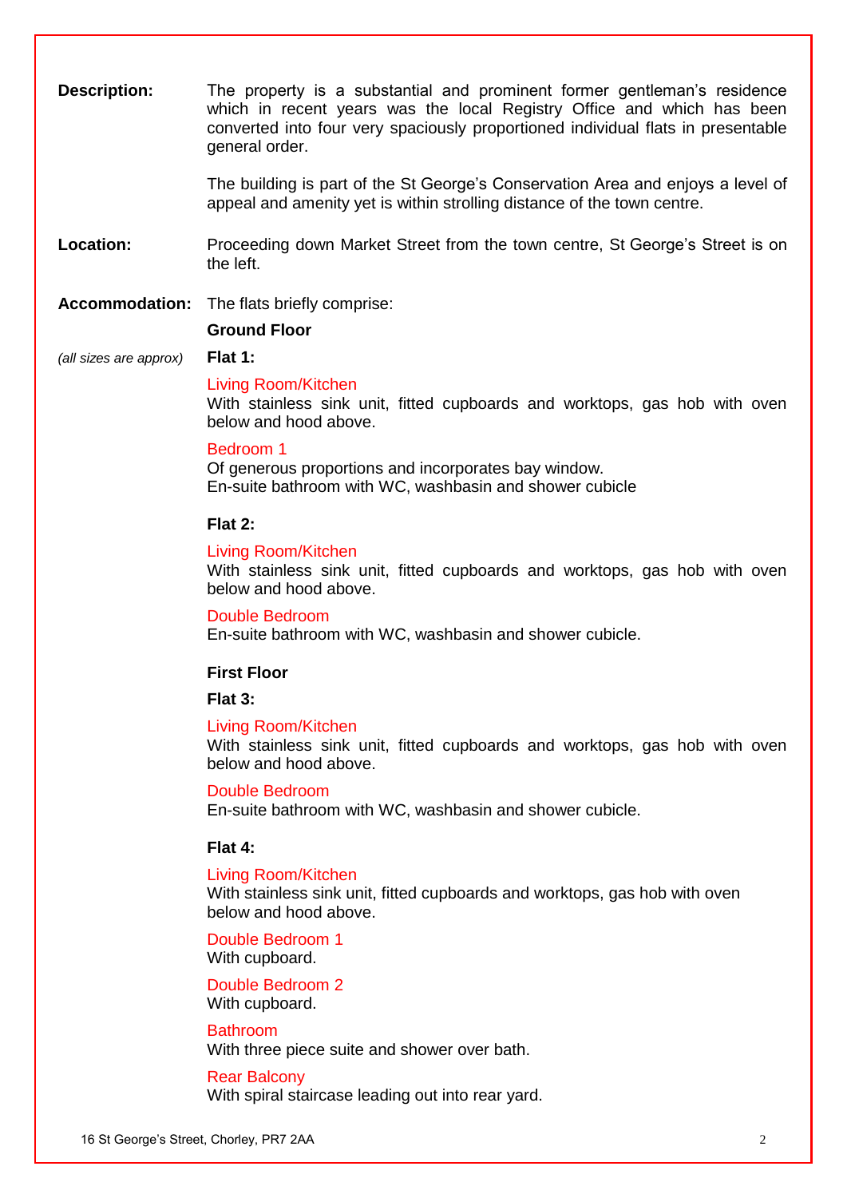**Description:** The property is a substantial and prominent former gentleman's residence which in recent years was the local Registry Office and which has been converted into four very spaciously proportioned individual flats in presentable general order.

The building is part of the St George's Conservation Area and enjoys a level of appeal and amenity yet is within strolling distance of the town centre.

**Location:** Proceeding down Market Street from the town centre, St George's Street is on the left.

**Accommodation:** The flats briefly comprise:

*(all sizes are approx)*

**Ground Floor**

**Flat 1:**

Living Room/Kitchen
With stainless sink unit, fitted cupboards and worktops, gas hob with oven below and hood above.

Bedroom 1
Of generous proportions and incorporates bay window.
En-suite bathroom with WC, washbasin and shower cubicle

**Flat 2:**

Living Room/Kitchen
With stainless sink unit, fitted cupboards and worktops, gas hob with oven below and hood above.

Double Bedroom
En-suite bathroom with WC, washbasin and shower cubicle.

**First Floor**

**Flat 3:**

Living Room/Kitchen
With stainless sink unit, fitted cupboards and worktops, gas hob with oven below and hood above.

Double Bedroom
En-suite bathroom with WC, washbasin and shower cubicle.

**Flat 4:**

Living Room/Kitchen
With stainless sink unit, fitted cupboards and worktops, gas hob with oven below and hood above.

Double Bedroom 1
With cupboard.

Double Bedroom 2
With cupboard.

Bathroom
With three piece suite and shower over bath.

Rear Balcony
With spiral staircase leading out into rear yard.

16 St George's Street, Chorley, PR7 2AA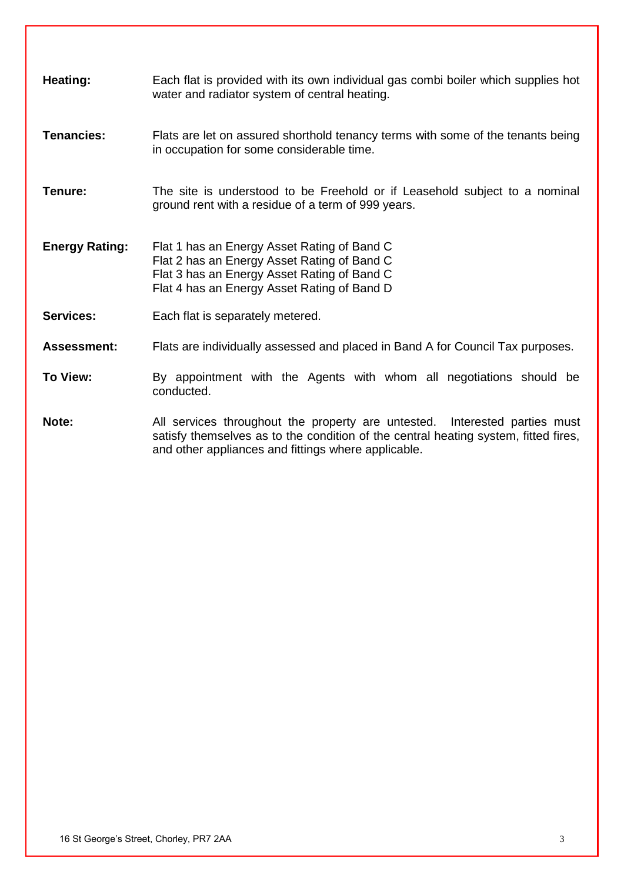**Heating:** Each flat is provided with its own individual gas combi boiler which supplies hot water and radiator system of central heating.

**Tenancies:** Flats are let on assured shorthold tenancy terms with some of the tenants being in occupation for some considerable time.

**Tenure:** The site is understood to be Freehold or if Leasehold subject to a nominal ground rent with a residue of a term of 999 years.

**Energy Rating:** Flat 1 has an Energy Asset Rating of Band C
Flat 2 has an Energy Asset Rating of Band C
Flat 3 has an Energy Asset Rating of Band C
Flat 4 has an Energy Asset Rating of Band D

**Services:** Each flat is separately metered.

**Assessment:** Flats are individually assessed and placed in Band A for Council Tax purposes.

**To View:** By appointment with the Agents with whom all negotiations should be conducted.

**Note:** All services throughout the property are untested. Interested parties must satisfy themselves as to the condition of the central heating system, fitted fires, and other appliances and fittings where applicable.